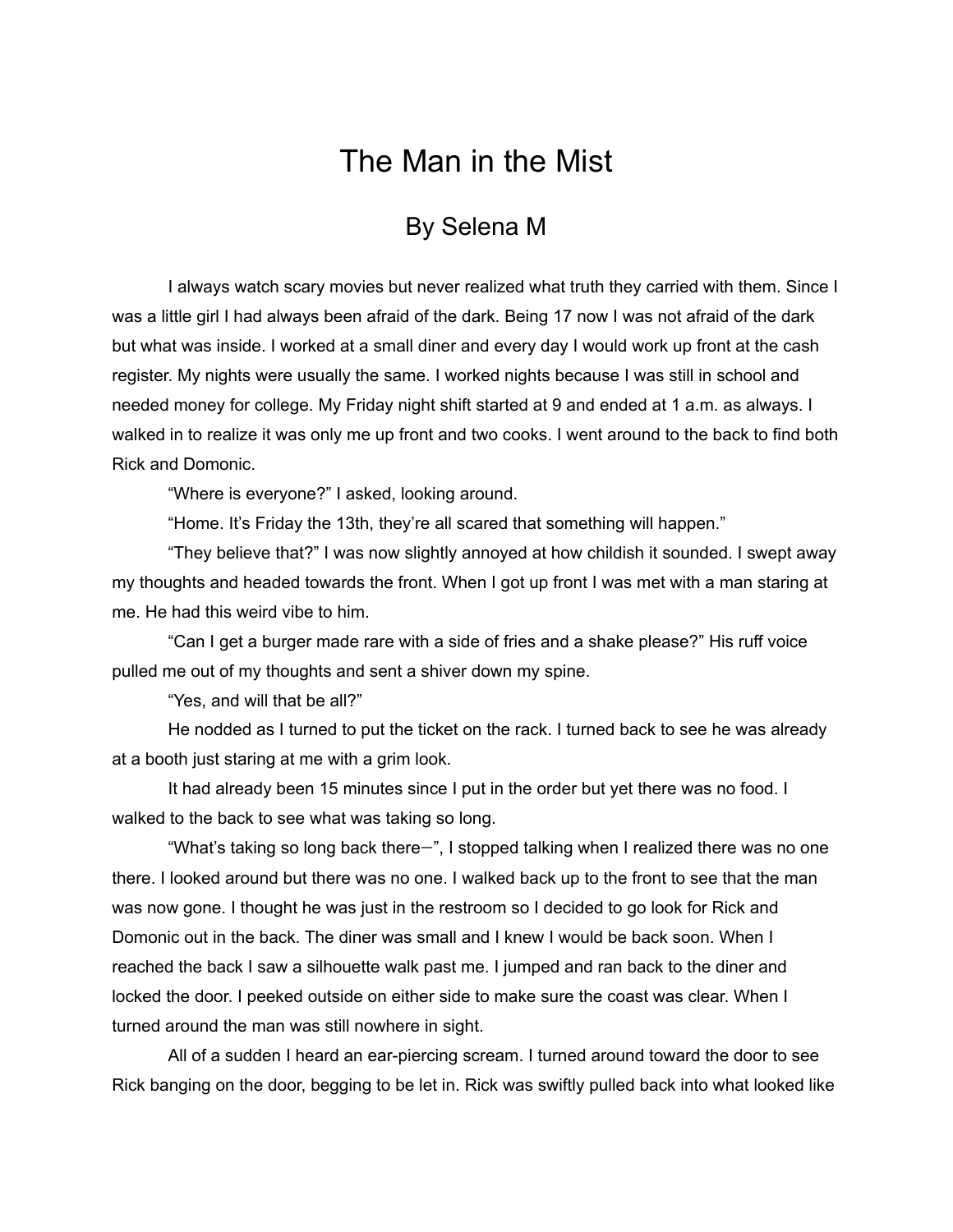# The Man in the Mist

## By Selena M

I always watch scary movies but never realized what truth they carried with them. Since I was a little girl I had always been afraid of the dark. Being 17 now I was not afraid of the dark but what was inside. I worked at a small diner and every day I would work up front at the cash register. My nights were usually the same. I worked nights because I was still in school and needed money for college. My Friday night shift started at 9 and ended at 1 a.m. as always. I walked in to realize it was only me up front and two cooks. I went around to the back to find both Rick and Domonic.

"Where is everyone?" I asked, looking around.

"Home. It's Friday the 13th, they're all scared that something will happen."

"They believe that?" I was now slightly annoyed at how childish it sounded. I swept away my thoughts and headed towards the front. When I got up front I was met with a man staring at me. He had this weird vibe to him.

"Can I get a burger made rare with a side of fries and a shake please?" His ruff voice pulled me out of my thoughts and sent a shiver down my spine.

"Yes, and will that be all?"

He nodded as I turned to put the ticket on the rack. I turned back to see he was already at a booth just staring at me with a grim look.

It had already been 15 minutes since I put in the order but yet there was no food. I walked to the back to see what was taking so long.

"What's taking so long back there–", I stopped talking when I realized there was no one there. I looked around but there was no one. I walked back up to the front to see that the man was now gone. I thought he was just in the restroom so I decided to go look for Rick and Domonic out in the back. The diner was small and I knew I would be back soon. When I reached the back I saw a silhouette walk past me. I jumped and ran back to the diner and locked the door. I peeked outside on either side to make sure the coast was clear. When I turned around the man was still nowhere in sight.

All of a sudden I heard an ear-piercing scream. I turned around toward the door to see Rick banging on the door, begging to be let in. Rick was swiftly pulled back into what looked like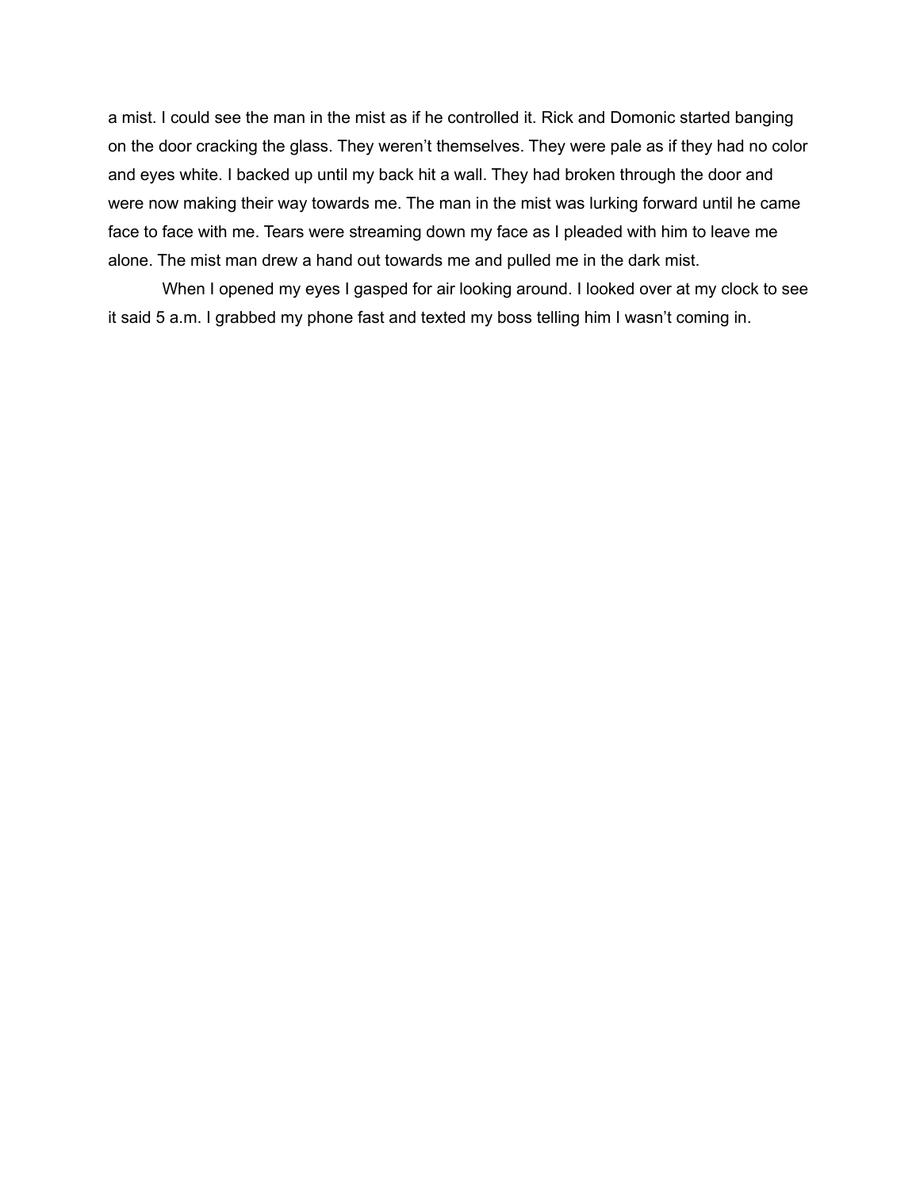a mist. I could see the man in the mist as if he controlled it. Rick and Domonic started banging on the door cracking the glass. They weren't themselves. They were pale as if they had no color and eyes white. I backed up until my back hit a wall. They had broken through the door and were now making their way towards me. The man in the mist was lurking forward until he came face to face with me. Tears were streaming down my face as I pleaded with him to leave me alone. The mist man drew a hand out towards me and pulled me in the dark mist.

When I opened my eyes I gasped for air looking around. I looked over at my clock to see it said 5 a.m. I grabbed my phone fast and texted my boss telling him I wasn't coming in.